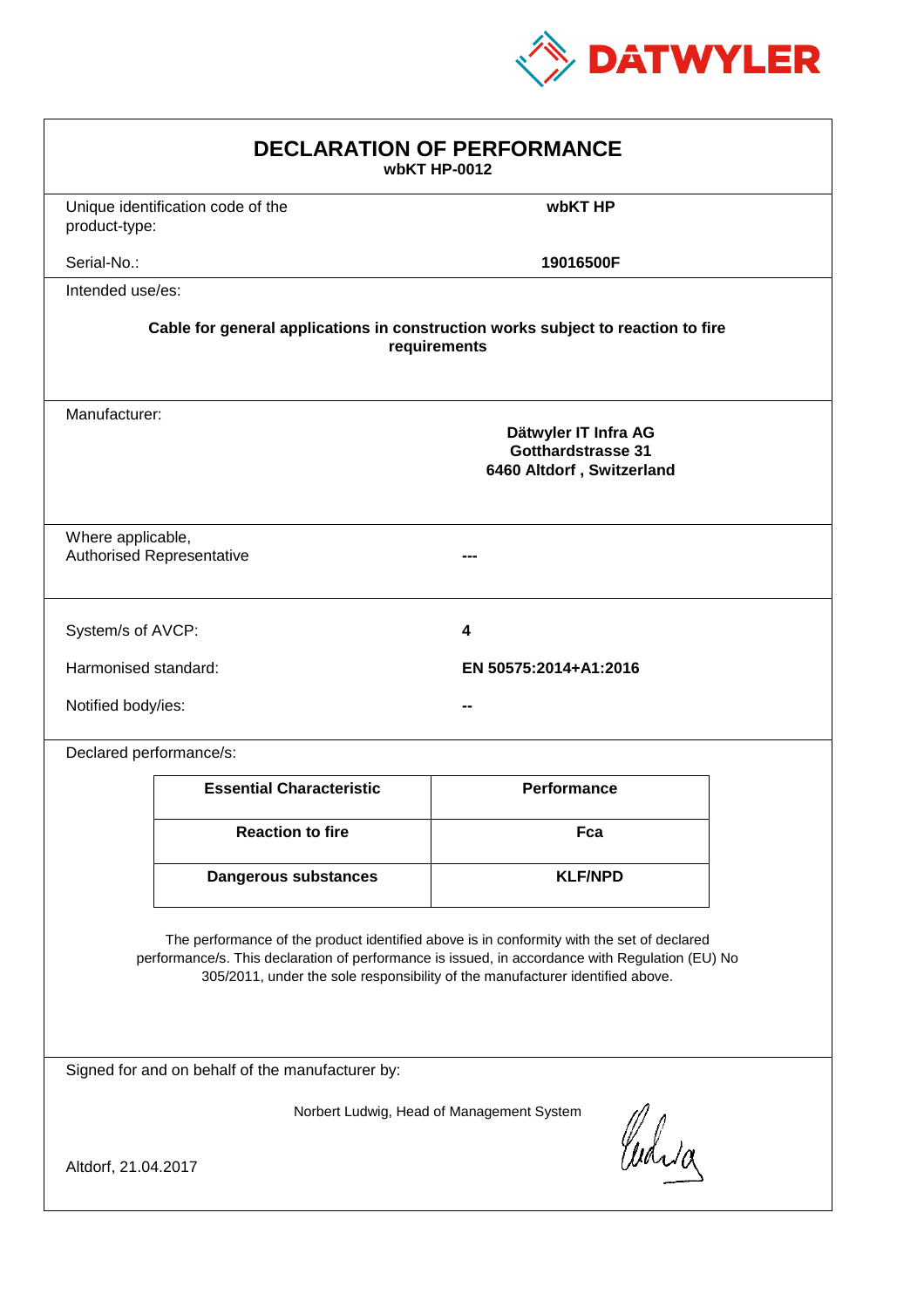DATWYLER

# DECLARATION OF PERFORMANCE

**wbKT HP-0012**

Unique identification code of the product-type: **wbKT HP**

Serial-No.: **19016500F**

Intended use/es:

**Cable for general applications in construction works subject to reaction to fire requirements**

Manufacturer:

**Dätwyler IT Infra AG**
**Gotthardstrasse 31**
**6460 Altdorf , Switzerland**

Where applicable,
Authorised Representative: **---**

System/s of AVCP: **4**

Harmonised standard: **EN 50575:2014+A1:2016**

Notified body/ies: **--**

Declared performance/s:

| Essential Characteristic | Performance |
|---|---|
| **Reaction to fire** | **Fca** |
| **Dangerous substances** | **KLF/NPD** |

The performance of the product identified above is in conformity with the set of declared performance/s. This declaration of performance is issued, in accordance with Regulation (EU) No 305/2011, under the sole responsibility of the manufacturer identified above.

Signed for and on behalf of the manufacturer by:

Norbert Ludwig, Head of Management System

Altdorf, 21.04.2017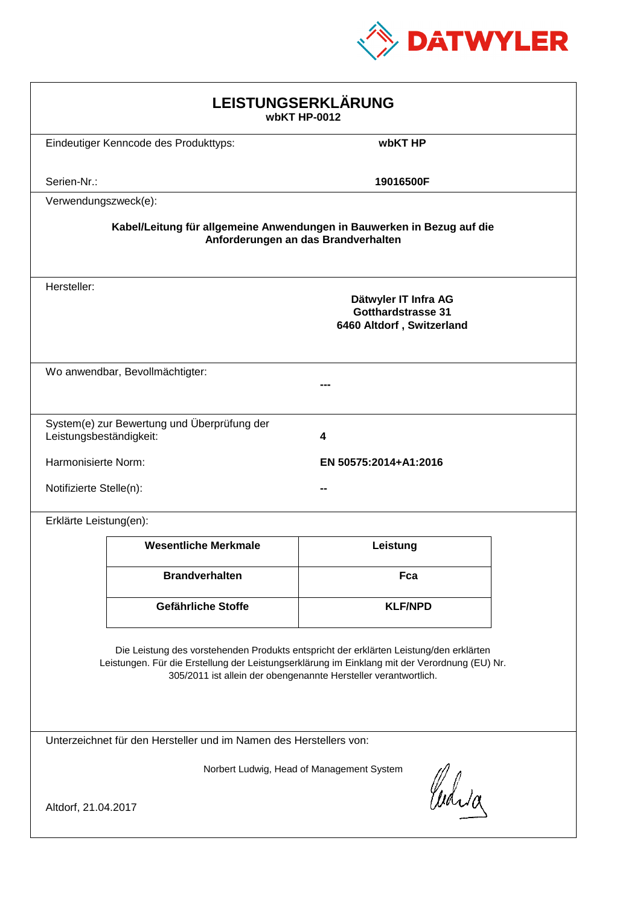DATWYLER

# LEISTUNGSERKLÄRUNG
**wbKT HP-0012**

Eindeutiger Kenncode des Produkttyps: **wbKT HP**

Serien-Nr.: **19016500F**

Verwendungszweck(e):

**Kabel/Leitung für allgemeine Anwendungen in Bauwerken in Bezug auf die Anforderungen an das Brandverhalten**

Hersteller:

**Dätwyler IT Infra AG**
**Gotthardstrasse 31**
**6460 Altdorf , Switzerland**

Wo anwendbar, Bevollmächtigter: **---**

System(e) zur Bewertung und Überprüfung der Leistungsbeständigkeit: **4**

Harmonisierte Norm: **EN 50575:2014+A1:2016**

Notifizierte Stelle(n): **--**

Erklärte Leistung(en):

| Wesentliche Merkmale | Leistung |
|---|---|
| **Brandverhalten** | **Fca** |
| **Gefährliche Stoffe** | **KLF/NPD** |

Die Leistung des vorstehenden Produkts entspricht der erklärten Leistung/den erklärten Leistungen. Für die Erstellung der Leistungserklärung im Einklang mit der Verordnung (EU) Nr. 305/2011 ist allein der obengenannte Hersteller verantwortlich.

Unterzeichnet für den Hersteller und im Namen des Herstellers von:

Norbert Ludwig, Head of Management System

Altdorf, 21.04.2017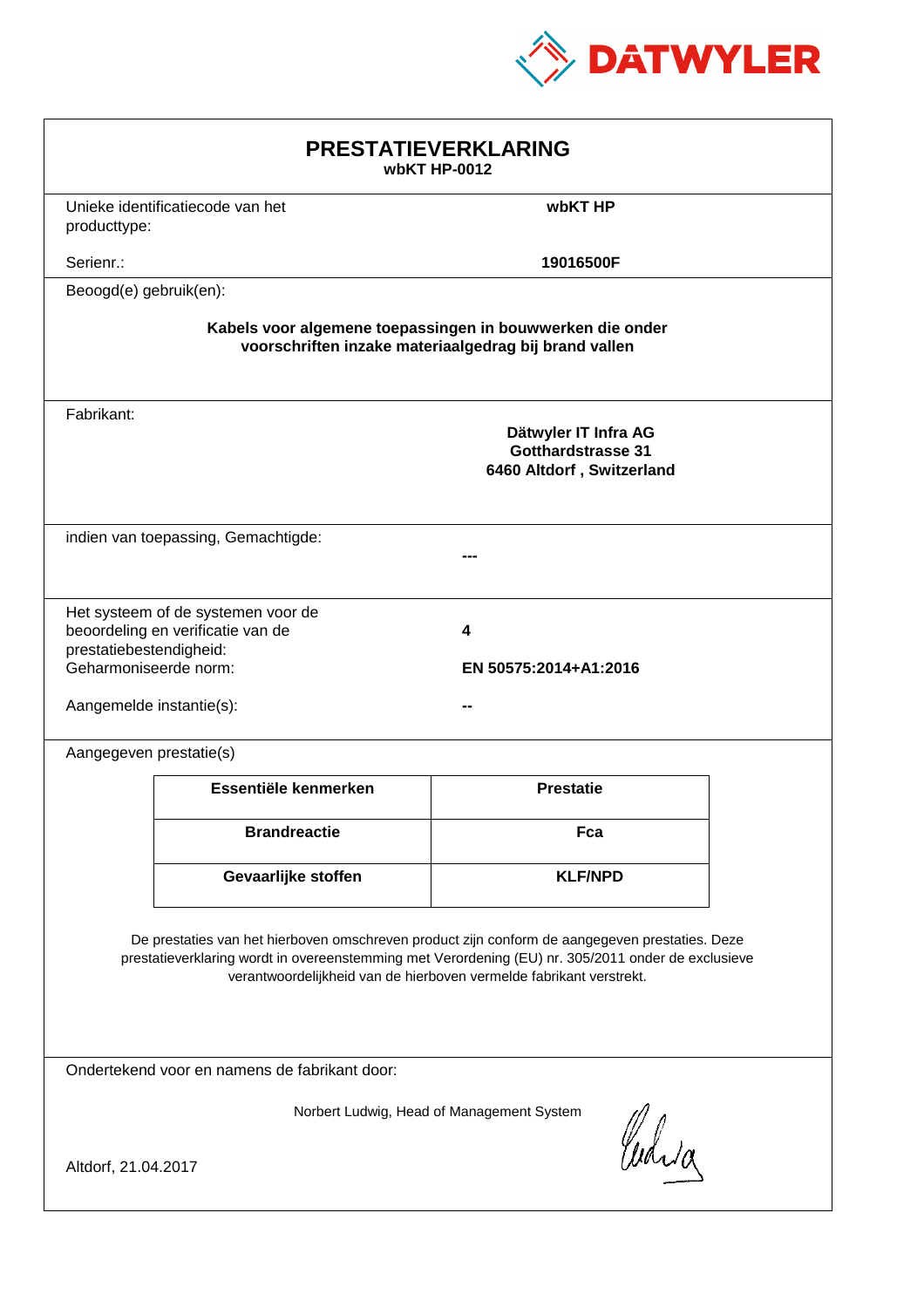# PRESTATIEVERKLARING

**wbKT HP-0012**

Unieke identificatiecode van het producttype: **wbKT HP**

Serienr.: **19016500F**

Beoogd(e) gebruik(en):

**Kabels voor algemene toepassingen in bouwwerken die onder voorschriften inzake materiaalgedrag bij brand vallen**

Fabrikant:

**Dätwyler IT Infra AG**
**Gotthardstrasse 31**
**6460 Altdorf , Switzerland**

indien van toepassing, Gemachtigde: **---**

Het systeem of de systemen voor de beoordeling en verificatie van de prestatiebestendigheid: **4**

Geharmoniseerde norm: **EN 50575:2014+A1:2016**

Aangemelde instantie(s): **--**

Aangegeven prestatie(s)

| Essentiële kenmerken | Prestatie |
|---|---|
| **Brandreactie** | **Fca** |
| **Gevaarlijke stoffen** | **KLF/NPD** |

De prestaties van het hierboven omschreven product zijn conform de aangegeven prestaties. Deze prestatieverklaring wordt in overeenstemming met Verordening (EU) nr. 305/2011 onder de exclusieve verantwoordelijkheid van de hierboven vermelde fabrikant verstrekt.

Ondertekend voor en namens de fabrikant door:

Norbert Ludwig, Head of Management System

Altdorf, 21.04.2017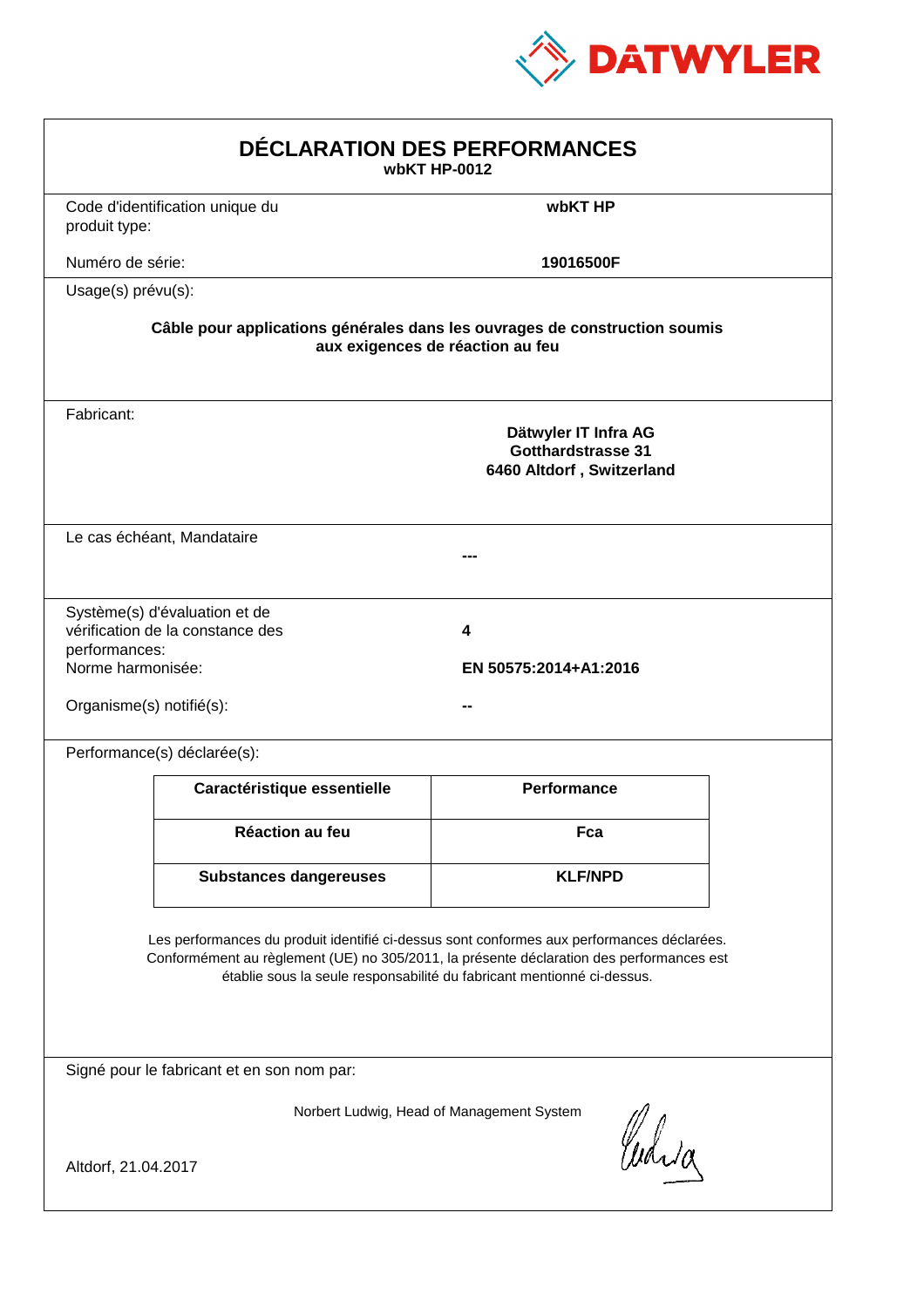DATWYLER

# DÉCLARATION DES PERFORMANCES

**wbKT HP-0012**

Code d'identification unique du produit type: **wbKT HP**

Numéro de série: **19016500F**

Usage(s) prévu(s):

**Câble pour applications générales dans les ouvrages de construction soumis aux exigences de réaction au feu**

Fabricant:

**Dätwyler IT Infra AG**
**Gotthardstrasse 31**
**6460 Altdorf , Switzerland**

Le cas échéant, Mandataire: **---**

Système(s) d'évaluation et de vérification de la constance des performances: **4**

Norme harmonisée: **EN 50575:2014+A1:2016**

Organisme(s) notifié(s): **--**

Performance(s) déclarée(s):

| Caractéristique essentielle | Performance |
|---|---|
| Réaction au feu | Fca |
| Substances dangereuses | KLF/NPD |

Les performances du produit identifié ci-dessus sont conformes aux performances déclarées. Conformément au règlement (UE) no 305/2011, la présente déclaration des performances est établie sous la seule responsabilité du fabricant mentionné ci-dessus.

Signé pour le fabricant et en son nom par:

Norbert Ludwig, Head of Management System

Altdorf, 21.04.2017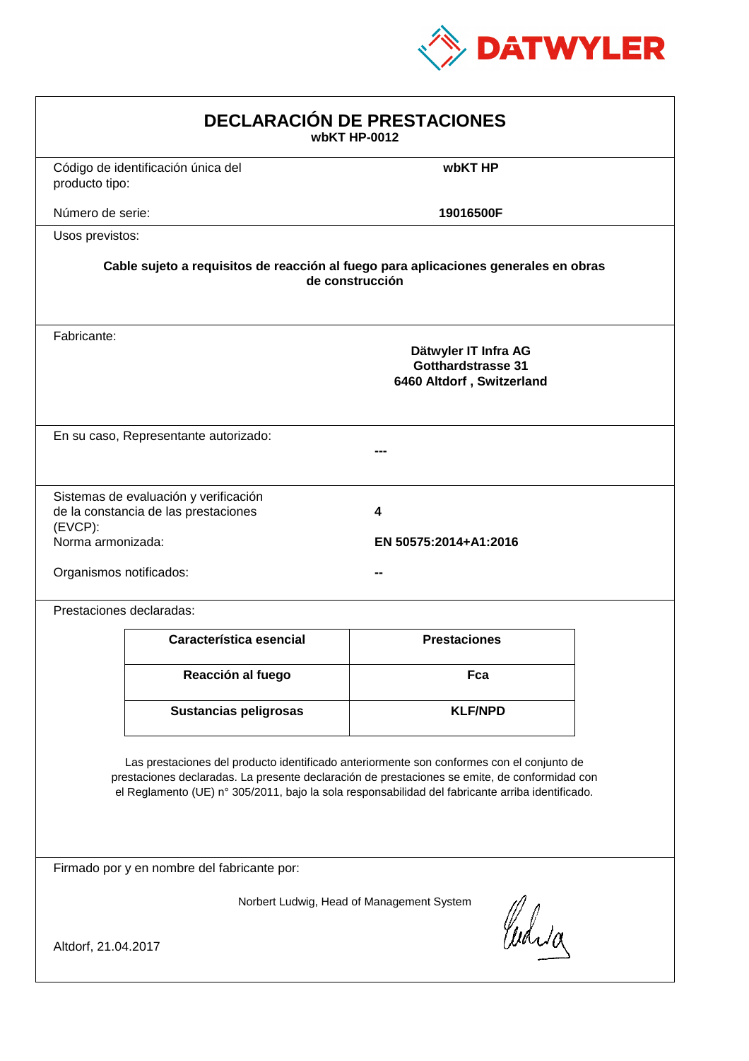DATWYLER

# DECLARACIÓN DE PRESTACIONES

**wbKT HP-0012**

Código de identificación única del producto tipo: **wbKT HP**

Número de serie: **19016500F**

Usos previstos:

**Cable sujeto a requisitos de reacción al fuego para aplicaciones generales en obras de construcción**

Fabricante:

**Dätwyler IT Infra AG**
**Gotthardstrasse 31**
**6460 Altdorf , Switzerland**

En su caso, Representante autorizado: **---**

Sistemas de evaluación y verificación de la constancia de las prestaciones (EVCP): **4**

Norma armonizada: **EN 50575:2014+A1:2016**

Organismos notificados: **--**

Prestaciones declaradas:

| Característica esencial | Prestaciones |
| --- | --- |
| **Reacción al fuego** | **Fca** |
| **Sustancias peligrosas** | **KLF/NPD** |

Las prestaciones del producto identificado anteriormente son conformes con el conjunto de prestaciones declaradas. La presente declaración de prestaciones se emite, de conformidad con el Reglamento (UE) n° 305/2011, bajo la sola responsabilidad del fabricante arriba identificado.

Firmado por y en nombre del fabricante por:

Norbert Ludwig, Head of Management System

Altdorf, 21.04.2017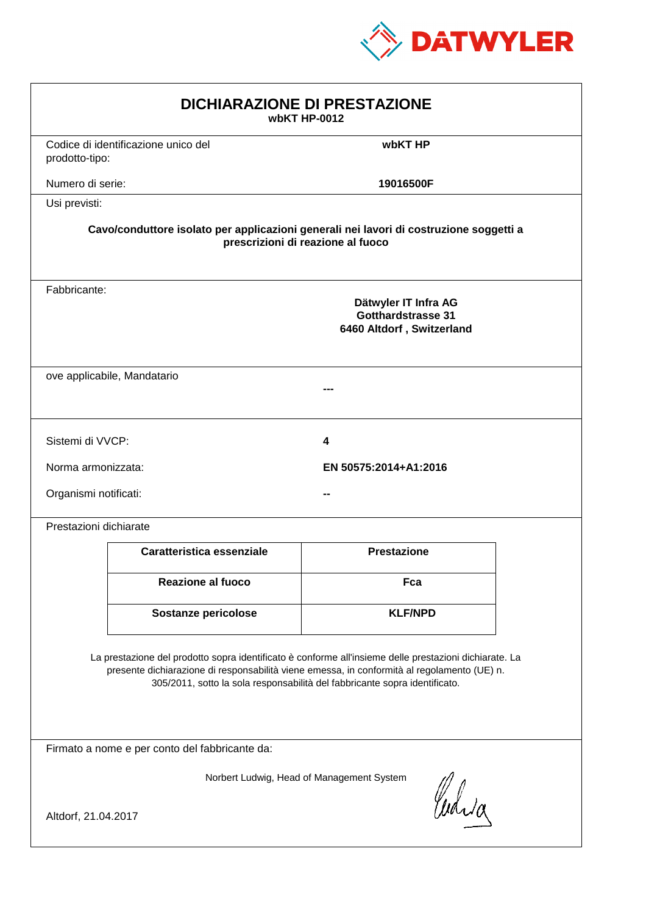DATWYLER

# DICHIARAZIONE DI PRESTAZIONE

**wbKT HP-0012**

| | |
|---|---|
| Codice di identificazione unico del prodotto-tipo: | **wbKT HP** |
| Numero di serie: | **19016500F** |

Usi previsti:

**Cavo/conduttore isolato per applicazioni generali nei lavori di costruzione soggetti a prescrizioni di reazione al fuoco**

Fabbricante:

**Dätwyler IT Infra AG**
**Gotthardstrasse 31**
**6460 Altdorf , Switzerland**

ove applicabile, Mandatario

**---**

| | |
|---|---|
| Sistemi di VVCP: | **4** |
| Norma armonizzata: | **EN 50575:2014+A1:2016** |
| Organismi notificati: | **--** |

Prestazioni dichiarate

| Caratteristica essenziale | Prestazione |
|---|---|
| **Reazione al fuoco** | **Fca** |
| **Sostanze pericolose** | **KLF/NPD** |

La prestazione del prodotto sopra identificato è conforme all'insieme delle prestazioni dichiarate. La presente dichiarazione di responsabilità viene emessa, in conformità al regolamento (UE) n. 305/2011, sotto la sola responsabilità del fabbricante sopra identificato.

Firmato a nome e per conto del fabbricante da:

Norbert Ludwig, Head of Management System

Altdorf, 21.04.2017